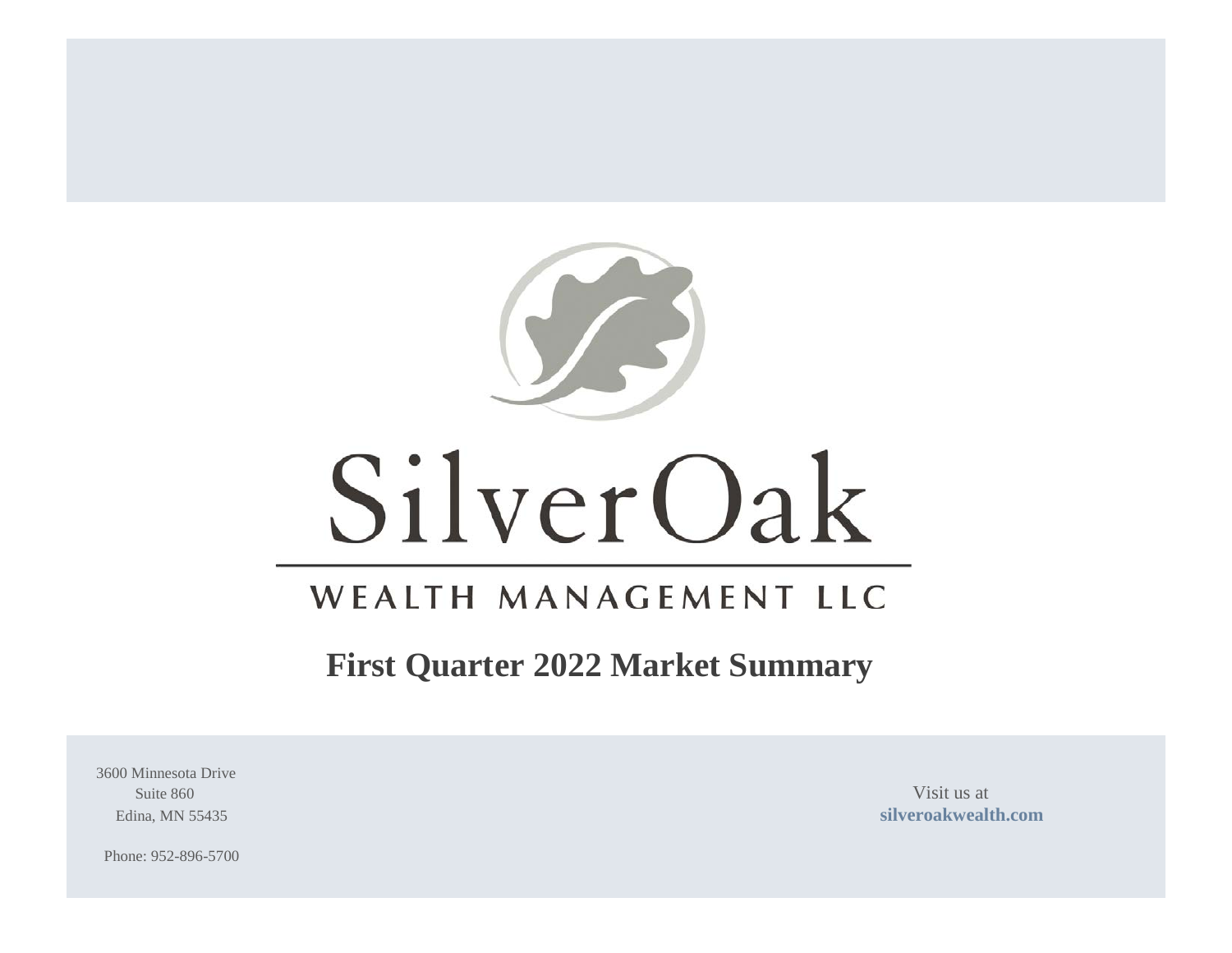SilverOak

WEALTH MANAGEMENT LLC

# First Quarter 2022 Market Summary

3600 Minnesota Drive
Suite 860
Edina, MN 55435

Phone: 952-896-5700

Visit us at
**silveroakwealth.com**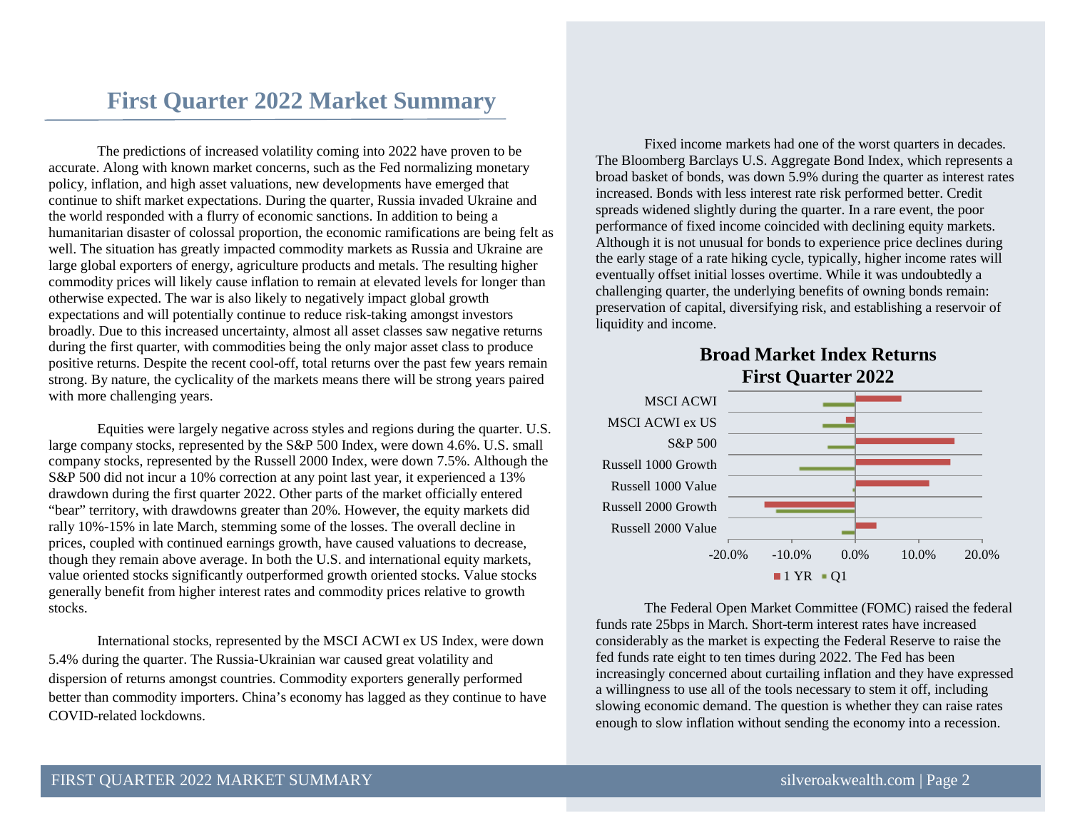# First Quarter 2022 Market Summary

The predictions of increased volatility coming into 2022 have proven to be accurate. Along with known market concerns, such as the Fed normalizing monetary policy, inflation, and high asset valuations, new developments have emerged that continue to shift market expectations. During the quarter, Russia invaded Ukraine and the world responded with a flurry of economic sanctions. In addition to being a humanitarian disaster of colossal proportion, the economic ramifications are being felt as well. The situation has greatly impacted commodity markets as Russia and Ukraine are large global exporters of energy, agriculture products and metals. The resulting higher commodity prices will likely cause inflation to remain at elevated levels for longer than otherwise expected. The war is also likely to negatively impact global growth expectations and will potentially continue to reduce risk-taking amongst investors broadly. Due to this increased uncertainty, almost all asset classes saw negative returns during the first quarter, with commodities being the only major asset class to produce positive returns. Despite the recent cool-off, total returns over the past few years remain strong. By nature, the cyclicality of the markets means there will be strong years paired with more challenging years.

Equities were largely negative across styles and regions during the quarter. U.S. large company stocks, represented by the S&P 500 Index, were down 4.6%. U.S. small company stocks, represented by the Russell 2000 Index, were down 7.5%. Although the S&P 500 did not incur a 10% correction at any point last year, it experienced a 13% drawdown during the first quarter 2022. Other parts of the market officially entered "bear" territory, with drawdowns greater than 20%. However, the equity markets did rally 10%-15% in late March, stemming some of the losses. The overall decline in prices, coupled with continued earnings growth, have caused valuations to decrease, though they remain above average. In both the U.S. and international equity markets, value oriented stocks significantly outperformed growth oriented stocks. Value stocks generally benefit from higher interest rates and commodity prices relative to growth stocks.

International stocks, represented by the MSCI ACWI ex US Index, were down 5.4% during the quarter. The Russia-Ukrainian war caused great volatility and dispersion of returns amongst countries. Commodity exporters generally performed better than commodity importers. China's economy has lagged as they continue to have COVID-related lockdowns.

Fixed income markets had one of the worst quarters in decades. The Bloomberg Barclays U.S. Aggregate Bond Index, which represents a broad basket of bonds, was down 5.9% during the quarter as interest rates increased. Bonds with less interest rate risk performed better. Credit spreads widened slightly during the quarter. In a rare event, the poor performance of fixed income coincided with declining equity markets. Although it is not unusual for bonds to experience price declines during the early stage of a rate hiking cycle, typically, higher income rates will eventually offset initial losses overtime. While it was undoubtedly a challenging quarter, the underlying benefits of owning bonds remain: preservation of capital, diversifying risk, and establishing a reservoir of liquidity and income.

**Broad Market Index Returns**
**First Quarter 2022**

MSCI ACWI, MSCI ACWI ex US, S&P 500, Russell 1000 Growth, Russell 1000 Value, Russell 2000 Growth, Russell 2000 Value

-20.0% -10.0% 0.0% 10.0% 20.0%

1 YR | Q1

The Federal Open Market Committee (FOMC) raised the federal funds rate 25bps in March. Short-term interest rates have increased considerably as the market is expecting the Federal Reserve to raise the fed funds rate eight to ten times during 2022. The Fed has been increasingly concerned about curtailing inflation and they have expressed a willingness to use all of the tools necessary to stem it off, including slowing economic demand. The question is whether they can raise rates enough to slow inflation without sending the economy into a recession.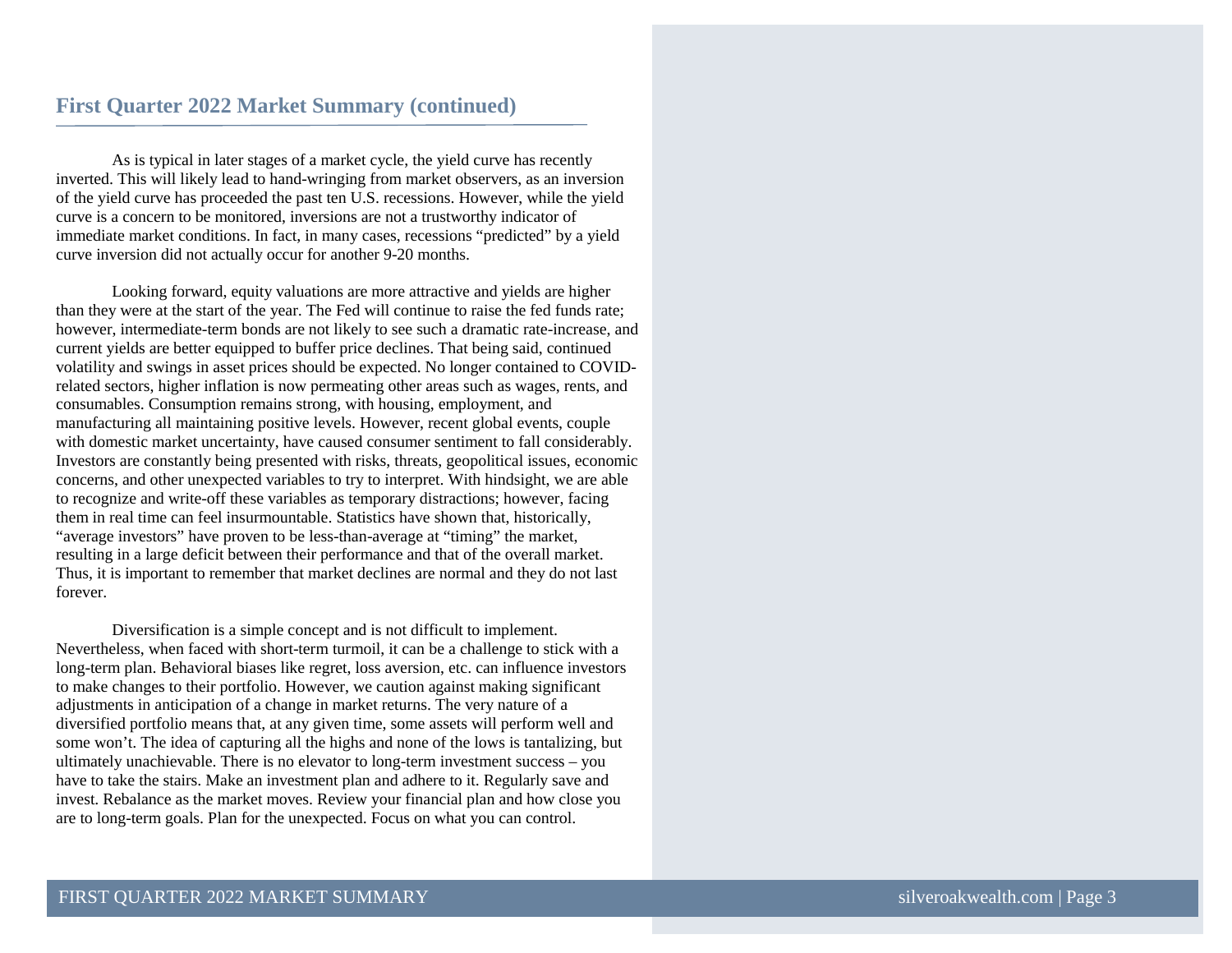## First Quarter 2022 Market Summary (continued)

As is typical in later stages of a market cycle, the yield curve has recently inverted. This will likely lead to hand-wringing from market observers, as an inversion of the yield curve has proceeded the past ten U.S. recessions. However, while the yield curve is a concern to be monitored, inversions are not a trustworthy indicator of immediate market conditions. In fact, in many cases, recessions "predicted" by a yield curve inversion did not actually occur for another 9-20 months.

Looking forward, equity valuations are more attractive and yields are higher than they were at the start of the year. The Fed will continue to raise the fed funds rate; however, intermediate-term bonds are not likely to see such a dramatic rate-increase, and current yields are better equipped to buffer price declines. That being said, continued volatility and swings in asset prices should be expected. No longer contained to COVID-related sectors, higher inflation is now permeating other areas such as wages, rents, and consumables. Consumption remains strong, with housing, employment, and manufacturing all maintaining positive levels. However, recent global events, couple with domestic market uncertainty, have caused consumer sentiment to fall considerably. Investors are constantly being presented with risks, threats, geopolitical issues, economic concerns, and other unexpected variables to try to interpret. With hindsight, we are able to recognize and write-off these variables as temporary distractions; however, facing them in real time can feel insurmountable. Statistics have shown that, historically, "average investors" have proven to be less-than-average at "timing" the market, resulting in a large deficit between their performance and that of the overall market. Thus, it is important to remember that market declines are normal and they do not last forever.

Diversification is a simple concept and is not difficult to implement. Nevertheless, when faced with short-term turmoil, it can be a challenge to stick with a long-term plan. Behavioral biases like regret, loss aversion, etc. can influence investors to make changes to their portfolio. However, we caution against making significant adjustments in anticipation of a change in market returns. The very nature of a diversified portfolio means that, at any given time, some assets will perform well and some won't. The idea of capturing all the highs and none of the lows is tantalizing, but ultimately unachievable. There is no elevator to long-term investment success – you have to take the stairs. Make an investment plan and adhere to it. Regularly save and invest. Rebalance as the market moves. Review your financial plan and how close you are to long-term goals. Plan for the unexpected. Focus on what you can control.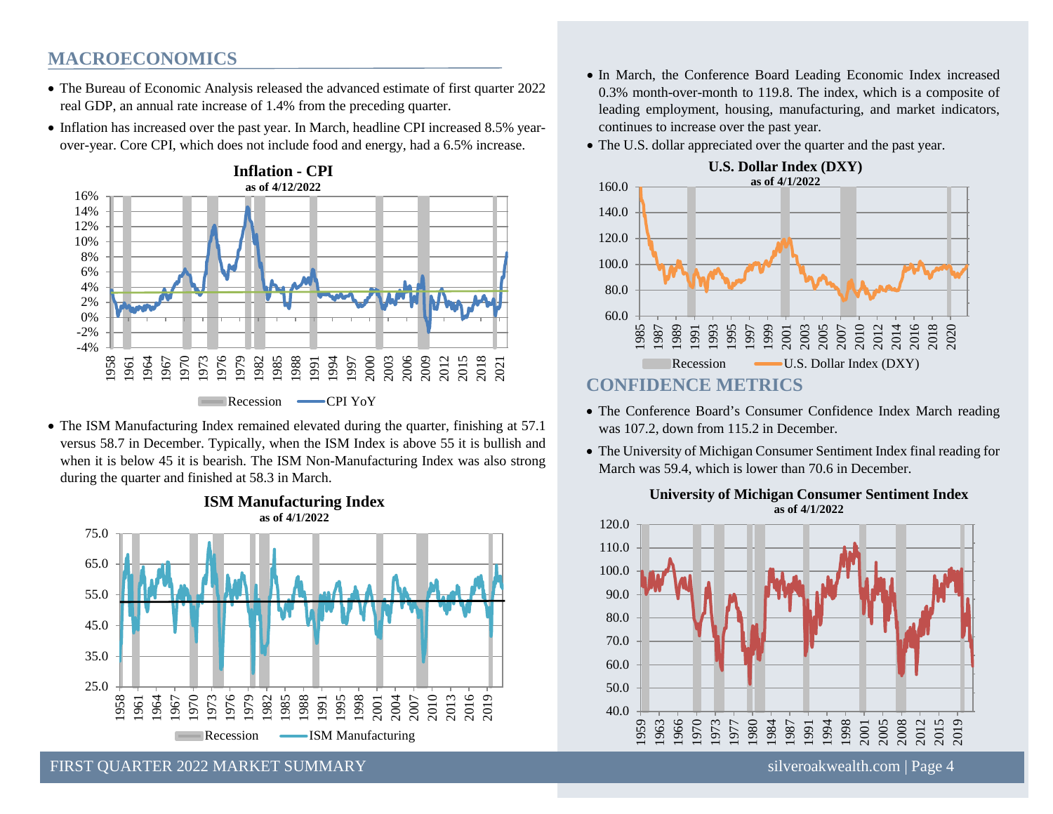## MACROECONOMICS

- The Bureau of Economic Analysis released the advanced estimate of first quarter 2022 real GDP, an annual rate increase of 1.4% from the preceding quarter.
- Inflation has increased over the past year. In March, headline CPI increased 8.5% year-over-year. Core CPI, which does not include food and energy, had a 6.5% increase.

**Inflation - CPI**
**as of 4/12/2022**

Recession — CPI YoY

- The ISM Manufacturing Index remained elevated during the quarter, finishing at 57.1 versus 58.7 in December. Typically, when the ISM Index is above 55 it is bullish and when it is below 45 it is bearish. The ISM Non-Manufacturing Index was also strong during the quarter and finished at 58.3 in March.

**ISM Manufacturing Index**
**as of 4/1/2022**

Recession — ISM Manufacturing

- In March, the Conference Board Leading Economic Index increased 0.3% month-over-month to 119.8. The index, which is a composite of leading employment, housing, manufacturing, and market indicators, continues to increase over the past year.
- The U.S. dollar appreciated over the quarter and the past year.

**U.S. Dollar Index (DXY)**
**as of 4/1/2022**

Recession — U.S. Dollar Index (DXY)

## CONFIDENCE METRICS

- The Conference Board's Consumer Confidence Index March reading was 107.2, down from 115.2 in December.
- The University of Michigan Consumer Sentiment Index final reading for March was 59.4, which is lower than 70.6 in December.

**University of Michigan Consumer Sentiment Index**
**as of 4/1/2022**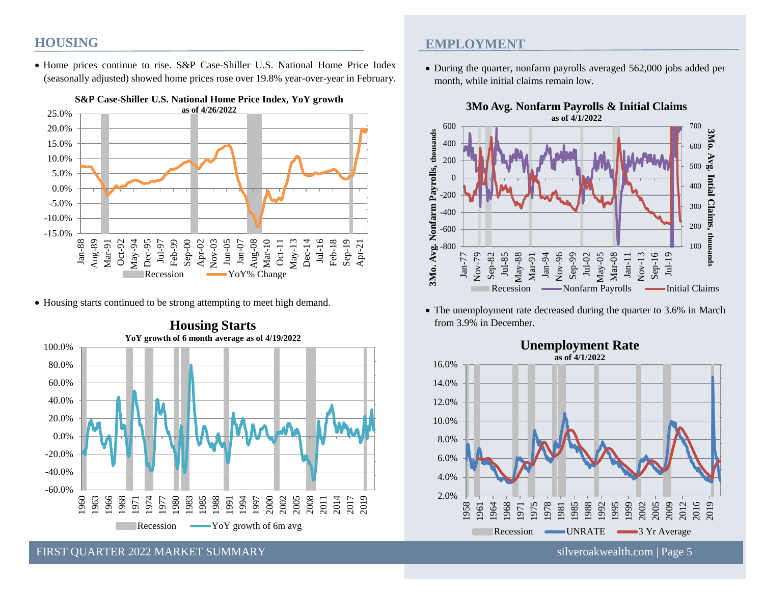## HOUSING

- Home prices continue to rise. S&P Case-Shiller U.S. National Home Price Index (seasonally adjusted) showed home prices rose over 19.8% year-over-year in February.

**S&P Case-Shiller U.S. National Home Price Index, YoY growth**
as of 4/26/2022

- Housing starts continued to be strong attempting to meet high demand.

**Housing Starts**
YoY growth of 6 month average as of 4/19/2022

## EMPLOYMENT

- During the quarter, nonfarm payrolls averaged 562,000 jobs added per month, while initial claims remain low.

**3Mo Avg. Nonfarm Payrolls & Initial Claims**
as of 4/1/2022

- The unemployment rate decreased during the quarter to 3.6% in March from 3.9% in December.

**Unemployment Rate**
as of 4/1/2022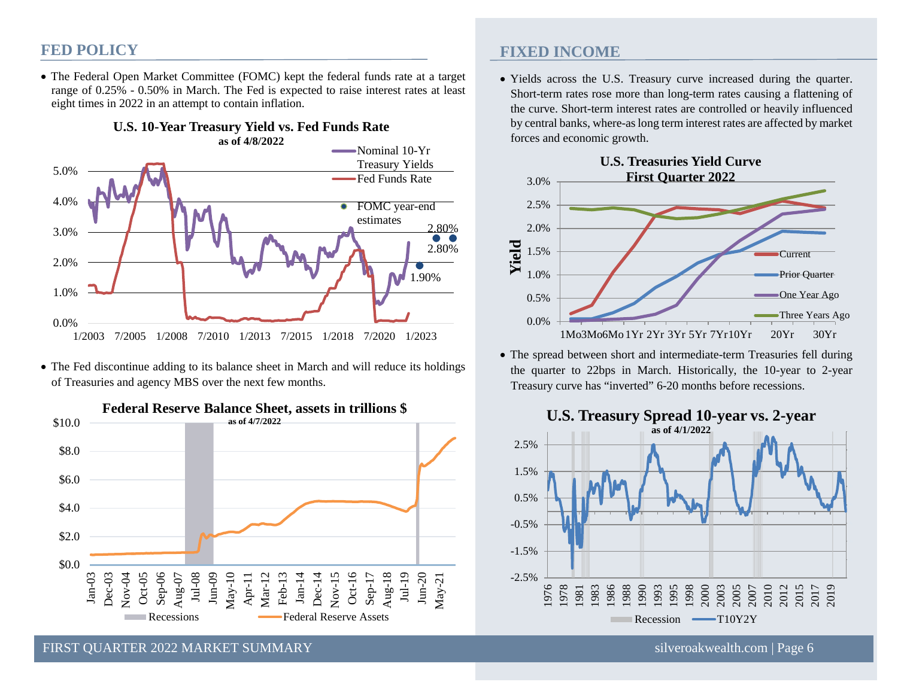## FED POLICY

- The Federal Open Market Committee (FOMC) kept the federal funds rate at a target range of 0.25% - 0.50% in March. The Fed is expected to raise interest rates at least eight times in 2022 in an attempt to contain inflation.

**U.S. 10-Year Treasury Yield vs. Fed Funds Rate**
**as of 4/8/2022**

- The Fed discontinue adding to its balance sheet in March and will reduce its holdings of Treasuries and agency MBS over the next few months.

**Federal Reserve Balance Sheet, assets in trillions $**
**as of 4/7/2022**

## FIXED INCOME

- Yields across the U.S. Treasury curve increased during the quarter. Short-term rates rose more than long-term rates causing a flattening of the curve. Short-term interest rates are controlled or heavily influenced by central banks, where-as long term interest rates are affected by market forces and economic growth.

**U.S. Treasuries Yield Curve**
**First Quarter 2022**

- The spread between short and intermediate-term Treasuries fell during the quarter to 22bps in March. Historically, the 10-year to 2-year Treasury curve has "inverted" 6-20 months before recessions.

**U.S. Treasury Spread 10-year vs. 2-year**
**as of 4/1/2022**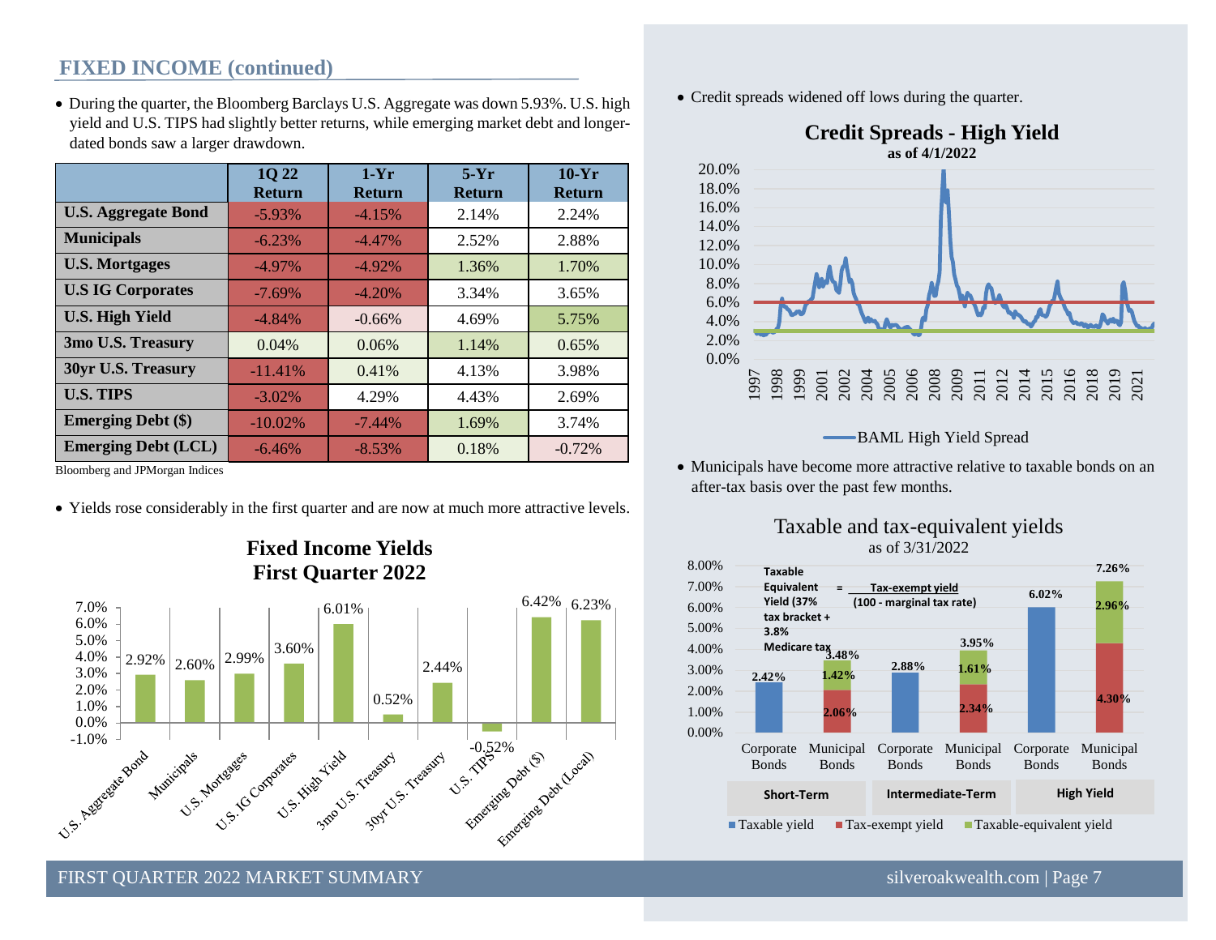## FIXED INCOME (continued)

- During the quarter, the Bloomberg Barclays U.S. Aggregate was down 5.93%. U.S. high yield and U.S. TIPS had slightly better returns, while emerging market debt and longer-dated bonds saw a larger drawdown.

| | 1Q 22 Return | 1-Yr Return | 5-Yr Return | 10-Yr Return |
|---|---|---|---|---|
| **U.S. Aggregate Bond** | -5.93% | -4.15% | 2.14% | 2.24% |
| **Municipals** | -6.23% | -4.47% | 2.52% | 2.88% |
| **U.S. Mortgages** | -4.97% | -4.92% | 1.36% | 1.70% |
| **U.S IG Corporates** | -7.69% | -4.20% | 3.34% | 3.65% |
| **U.S. High Yield** | -4.84% | -0.66% | 4.69% | 5.75% |
| **3mo U.S. Treasury** | 0.04% | 0.06% | 1.14% | 0.65% |
| **30yr U.S. Treasury** | -11.41% | 0.41% | 4.13% | 3.98% |
| **U.S. TIPS** | -3.02% | 4.29% | 4.43% | 2.69% |
| **Emerging Debt ($)** | -10.02% | -7.44% | 1.69% | 3.74% |
| **Emerging Debt (LCL)** | -6.46% | -8.53% | 0.18% | -0.72% |

Bloomberg and JPMorgan Indices

- Yields rose considerably in the first quarter and are now at much more attractive levels.

**Fixed Income Yields First Quarter 2022**

| | Yield |
|---|---|
| U.S. Aggregate Bond | 2.92% |
| Municipals | 2.60% |
| U.S. Mortgages | 2.99% |
| U.S. IG Corporates | 3.60% |
| U.S. High Yield | 6.01% |
| 3mo U.S. Treasury | 0.52% |
| 30yr U.S. Treasury | 2.44% |
| U.S. TIPS | -0.52% |
| Emerging Debt ($) | 6.42% |
| Emerging Debt (Local) | 6.23% |

- Credit spreads widened off lows during the quarter.

**Credit Spreads - High Yield**
as of 4/1/2022

BAML High Yield Spread

- Municipals have become more attractive relative to taxable bonds on an after-tax basis over the past few months.

**Taxable and tax-equivalent yields**
as of 3/31/2022

Taxable Equivalent Yield (37% tax bracket + 3.8% Medicare tax) = Tax-exempt yield / (100 - marginal tax rate)

| | Corporate Bonds (Taxable yield) | Municipal Bonds (Tax-exempt yield) | Municipal Bonds (Taxable-equivalent yield increment) | Municipal Bonds (Total) |
|---|---|---|---|---|
| Short-Term | 2.42% | 2.06% | 1.42% | 3.48% |
| Intermediate-Term | 2.88% | 2.34% | 1.61% | 3.95% |
| High Yield | 6.02% | 4.30% | 2.96% | 7.26% |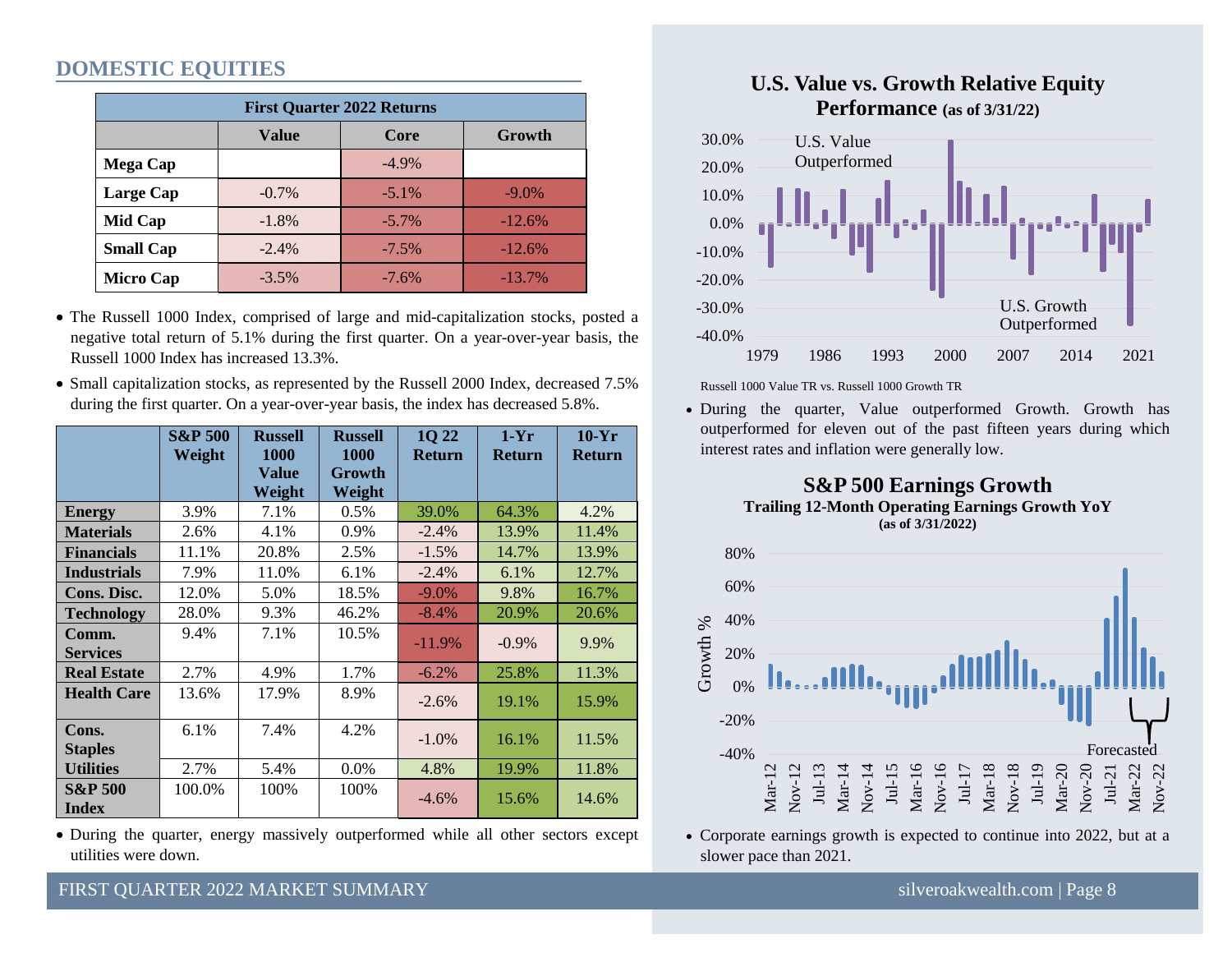## DOMESTIC EQUITIES

| First Quarter 2022 Returns | | | |
|---|---|---|---|
| | Value | Core | Growth |
| **Mega Cap** | | -4.9% | |
| **Large Cap** | -0.7% | -5.1% | -9.0% |
| **Mid Cap** | -1.8% | -5.7% | -12.6% |
| **Small Cap** | -2.4% | -7.5% | -12.6% |
| **Micro Cap** | -3.5% | -7.6% | -13.7% |

- The Russell 1000 Index, comprised of large and mid-capitalization stocks, posted a negative total return of 5.1% during the first quarter. On a year-over-year basis, the Russell 1000 Index has increased 13.3%.
- Small capitalization stocks, as represented by the Russell 2000 Index, decreased 7.5% during the first quarter. On a year-over-year basis, the index has decreased 5.8%.

| | S&P 500 Weight | Russell 1000 Value Weight | Russell 1000 Growth Weight | 1Q 22 Return | 1-Yr Return | 10-Yr Return |
|---|---|---|---|---|---|---|
| **Energy** | 3.9% | 7.1% | 0.5% | 39.0% | 64.3% | 4.2% |
| **Materials** | 2.6% | 4.1% | 0.9% | -2.4% | 13.9% | 11.4% |
| **Financials** | 11.1% | 20.8% | 2.5% | -1.5% | 14.7% | 13.9% |
| **Industrials** | 7.9% | 11.0% | 6.1% | -2.4% | 6.1% | 12.7% |
| **Cons. Disc.** | 12.0% | 5.0% | 18.5% | -9.0% | 9.8% | 16.7% |
| **Technology** | 28.0% | 9.3% | 46.2% | -8.4% | 20.9% | 20.6% |
| **Comm. Services** | 9.4% | 7.1% | 10.5% | -11.9% | -0.9% | 9.9% |
| **Real Estate** | 2.7% | 4.9% | 1.7% | -6.2% | 25.8% | 11.3% |
| **Health Care** | 13.6% | 17.9% | 8.9% | -2.6% | 19.1% | 15.9% |
| **Cons. Staples** | 6.1% | 7.4% | 4.2% | -1.0% | 16.1% | 11.5% |
| **Utilities** | 2.7% | 5.4% | 0.0% | 4.8% | 19.9% | 11.8% |
| **S&P 500 Index** | 100.0% | 100% | 100% | -4.6% | 15.6% | 14.6% |

- During the quarter, energy massively outperformed while all other sectors except utilities were down.

### U.S. Value vs. Growth Relative Equity Performance (as of 3/31/22)

Russell 1000 Value TR vs. Russell 1000 Growth TR

- During the quarter, Value outperformed Growth. Growth has outperformed for eleven out of the past fifteen years during which interest rates and inflation were generally low.

### S&P 500 Earnings Growth

**Trailing 12-Month Operating Earnings Growth YoY (as of 3/31/2022)**

- Corporate earnings growth is expected to continue into 2022, but at a slower pace than 2021.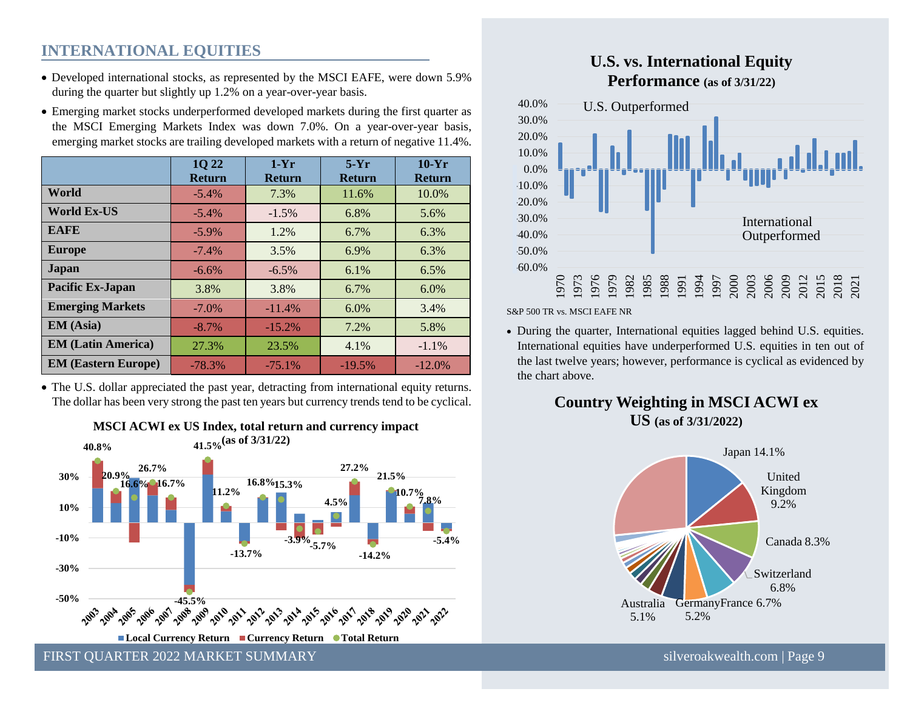## INTERNATIONAL EQUITIES

- Developed international stocks, as represented by the MSCI EAFE, were down 5.9% during the quarter but slightly up 1.2% on a year-over-year basis.
- Emerging market stocks underperformed developed markets during the first quarter as the MSCI Emerging Markets Index was down 7.0%. On a year-over-year basis, emerging market stocks are trailing developed markets with a return of negative 11.4%.

| | 1Q 22 Return | 1-Yr Return | 5-Yr Return | 10-Yr Return |
|---|---|---|---|---|
| **World** | -5.4% | 7.3% | 11.6% | 10.0% |
| **World Ex-US** | -5.4% | -1.5% | 6.8% | 5.6% |
| **EAFE** | -5.9% | 1.2% | 6.7% | 6.3% |
| **Europe** | -7.4% | 3.5% | 6.9% | 6.3% |
| **Japan** | -6.6% | -6.5% | 6.1% | 6.5% |
| **Pacific Ex-Japan** | 3.8% | 3.8% | 6.7% | 6.0% |
| **Emerging Markets** | -7.0% | -11.4% | 6.0% | 3.4% |
| **EM (Asia)** | -8.7% | -15.2% | 7.2% | 5.8% |
| **EM (Latin America)** | 27.3% | 23.5% | 4.1% | -1.1% |
| **EM (Eastern Europe)** | -78.3% | -75.1% | -19.5% | -12.0% |

- The U.S. dollar appreciated the past year, detracting from international equity returns. The dollar has been very strong the past ten years but currency trends tend to be cyclical.

**MSCI ACWI ex US Index, total return and currency impact (as of 3/31/22)**

**U.S. vs. International Equity Performance (as of 3/31/22)**

S&P 500 TR vs. MSCI EAFE NR

- During the quarter, International equities lagged behind U.S. equities. International equities have underperformed U.S. equities in ten out of the last twelve years; however, performance is cyclical as evidenced by the chart above.

**Country Weighting in MSCI ACWI ex US (as of 3/31/2022)**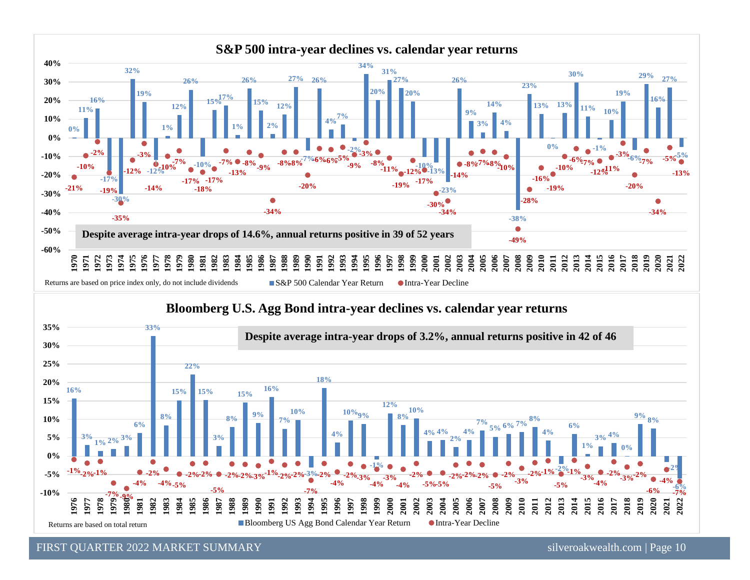## S&P 500 intra-year declines vs. calendar year returns

**Despite average intra-year drops of 14.6%, annual returns positive in 39 of 52 years**

| Year | S&P 500 Calendar Year Return | Intra-Year Decline |
|---|---|---|
| 1970 | 0% | -21% |
| 1971 | 11% | -10% |
| 1972 | 16% | -2% |
| 1973 | -17% | -19% |
| 1974 | -30% | -35% |
| 1975 | 32% | -12% |
| 1976 | 19% | -3% |
| 1977 | -12% | -14% |
| 1978 | 1% | -10% |
| 1979 | 12% | -7% |
| 1980 | 26% | -17% |
| 1981 | -10% | -18% |
| 1982 | 15% | -17% |
| 1983 | 17% | -7% |
| 1984 | 1% | -13% |
| 1985 | 26% | -8% |
| 1986 | 15% | -9% |
| 1987 | 2% | -34% |
| 1988 | 12% | -8% |
| 1989 | 27% | -8% |
| 1990 | -7% | -20% |
| 1991 | 26% | -6% |
| 1992 | 4% | -6% |
| 1993 | 7% | -5% |
| 1994 | -2% | -9% |
| 1995 | 34% | -3% |
| 1996 | 20% | -8% |
| 1997 | 31% | -11% |
| 1998 | 27% | -19% |
| 1999 | 20% | -12% |
| 2000 | -10% | -17% |
| 2001 | -13% | -30% |
| 2002 | -23% | -34% |
| 2003 | 26% | -14% |
| 2004 | 9% | -8% |
| 2005 | 3% | -7% |
| 2006 | 14% | -8% |
| 2007 | 4% | -10% |
| 2008 | -38% | -49% |
| 2009 | 23% | -28% |
| 2010 | 13% | -16% |
| 2011 | 0% | -19% |
| 2012 | 13% | -10% |
| 2013 | 30% | -6% |
| 2014 | 11% | -7% |
| 2015 | -1% | -12% |
| 2016 | 10% | -11% |
| 2017 | 19% | -3% |
| 2018 | -6% | -20% |
| 2019 | 29% | -7% |
| 2020 | 16% | -34% |
| 2021 | 27% | -5% |
| 2022 | -5% | -13% |

Returns are based on price index only, do not include dividends

## Bloomberg U.S. Agg Bond intra-year declines vs. calendar year returns

**Despite average intra-year drops of 3.2%, annual returns positive in 42 of 46**

| Year | Bloomberg US Agg Bond Calendar Year Return | Intra-Year Decline |
|---|---|---|
| 1976 | 16% | -1% |
| 1977 | 3% | -2% |
| 1978 | 1% | -1% |
| 1979 | 2% | -7% |
| 1980 | 3% | -9% |
| 1981 | 6% | -4% |
| 1982 | 33% | -2% |
| 1983 | 8% | -4% |
| 1984 | 15% | -5% |
| 1985 | 22% | -2% |
| 1986 | 15% | -2% |
| 1987 | 3% | -5% |
| 1988 | 8% | -2% |
| 1989 | 15% | -2% |
| 1990 | 9% | -3% |
| 1991 | 16% | -1% |
| 1992 | 7% | -2% |
| 1993 | 10% | -2% |
| 1994 | -3% | -7% |
| 1995 | 18% | -2% |
| 1996 | 4% | -4% |
| 1997 | 10% | -2% |
| 1998 | 9% | -3% |
| 1999 | -1% | -4% |
| 2000 | 12% | -3% |
| 2001 | 8% | -4% |
| 2002 | 10% | -2% |
| 2003 | 4% | -5% |
| 2004 | 4% | -5% |
| 2005 | 2% | -2% |
| 2006 | 4% | -2% |
| 2007 | 7% | -2% |
| 2008 | 5% | -5% |
| 2009 | 6% | -2% |
| 2010 | 7% | -3% |
| 2011 | 8% | -2% |
| 2012 | 4% | -1% |
| 2013 | -2% | -5% |
| 2014 | 6% | -1% |
| 2015 | 1% | -3% |
| 2016 | 3% | -4% |
| 2017 | 4% | -2% |
| 2018 | 0% | -3% |
| 2019 | 9% | -2% |
| 2020 | 8% | -6% |
| 2021 | -2% | -4% |
| 2022 | -6% | -7% |

Returns are based on total return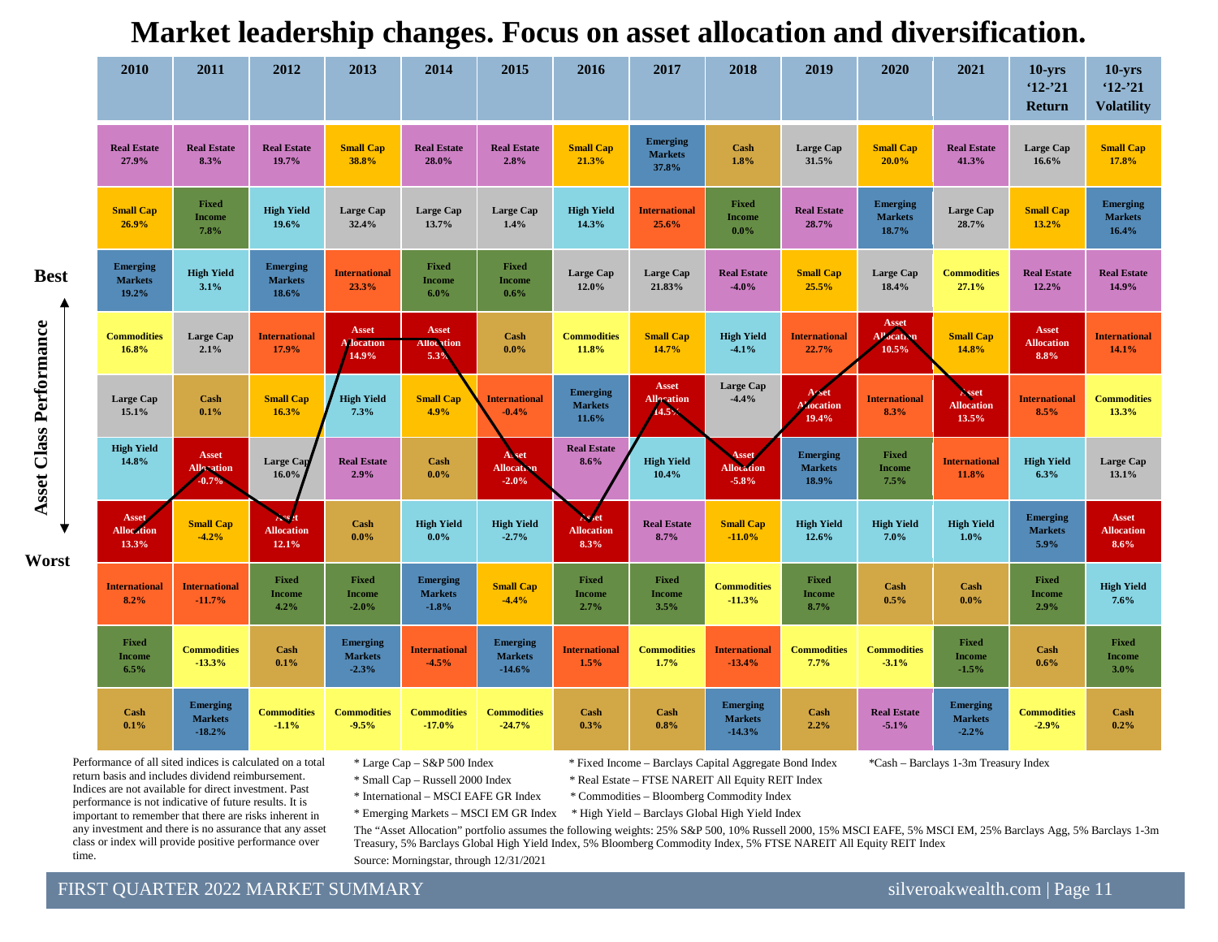# Market leadership changes. Focus on asset allocation and diversification.

| Rank | 2010 | 2011 | 2012 | 2013 | 2014 | 2015 | 2016 | 2017 | 2018 | 2019 | 2020 | 2021 | 10-yrs '12-'21 Return | 10-yrs '12-'21 Volatility |
|---|---|---|---|---|---|---|---|---|---|---|---|---|---|---|
| Best | Real Estate 27.9% | Real Estate 8.3% | Real Estate 19.7% | Small Cap 38.8% | Real Estate 28.0% | Real Estate 2.8% | Small Cap 21.3% | Emerging Markets 37.8% | Cash 1.8% | Large Cap 31.5% | Small Cap 20.0% | Real Estate 41.3% | Large Cap 16.6% | Small Cap 17.8% |
| | Small Cap 26.9% | Fixed Income 7.8% | High Yield 19.6% | Large Cap 32.4% | Large Cap 13.7% | Large Cap 1.4% | High Yield 14.3% | International 25.6% | Fixed Income 0.0% | Real Estate 28.7% | Emerging Markets 18.7% | Large Cap 28.7% | Small Cap 13.2% | Emerging Markets 16.4% |
| | Emerging Markets 19.2% | High Yield 3.1% | Emerging Markets 18.6% | International 23.3% | Fixed Income 6.0% | Fixed Income 0.6% | Large Cap 12.0% | Large Cap 21.83% | Real Estate -4.0% | Small Cap 25.5% | Large Cap 18.4% | Commodities 27.1% | Real Estate 12.2% | Real Estate 14.9% |
| | Commodities 16.8% | Large Cap 2.1% | International 17.9% | Asset Allocation 14.9% | Asset Allocation 5.3% | Cash 0.0% | Commodities 11.8% | Small Cap 14.7% | High Yield -4.1% | International 22.7% | Asset Allocation 10.5% | Small Cap 14.8% | Asset Allocation 8.8% | International 14.1% |
| | Large Cap 15.1% | Cash 0.1% | Small Cap 16.3% | High Yield 7.3% | Small Cap 4.9% | International -0.4% | Emerging Markets 11.6% | Asset Allocation 14.5% | Large Cap -4.4% | Asset Allocation 19.4% | International 8.3% | Asset Allocation 13.5% | International 8.5% | Commodities 13.3% |
| | High Yield 14.8% | Asset Allocation -0.7% | Large Cap 16.0% | Real Estate 2.9% | Cash 0.0% | Asset Allocation -2.0% | Real Estate 8.6% | High Yield 10.4% | Asset Allocation -5.8% | Emerging Markets 18.9% | Fixed Income 7.5% | International 11.8% | High Yield 6.3% | Large Cap 13.1% |
| | Asset Allocation 13.3% | Small Cap -4.2% | Asset Allocation 12.1% | Cash 0.0% | High Yield 0.0% | High Yield -2.7% | Asset Allocation 8.3% | Real Estate 8.7% | Small Cap -11.0% | High Yield 12.6% | High Yield 7.0% | High Yield 1.0% | Emerging Markets 5.9% | Asset Allocation 8.6% |
| | International 8.2% | International -11.7% | Fixed Income 4.2% | Fixed Income -2.0% | Emerging Markets -1.8% | Small Cap -4.4% | Fixed Income 2.7% | Fixed Income 3.5% | Commodities -11.3% | Fixed Income 8.7% | Cash 0.5% | Cash 0.0% | Fixed Income 2.9% | High Yield 7.6% |
| | Fixed Income 6.5% | Commodities -13.3% | Cash 0.1% | Emerging Markets -2.3% | International -4.5% | Emerging Markets -14.6% | International 1.5% | Commodities 1.7% | International -13.4% | Commodities 7.7% | Commodities -3.1% | Fixed Income -1.5% | Cash 0.6% | Fixed Income 3.0% |
| Worst | Cash 0.1% | Emerging Markets -18.2% | Commodities -1.1% | Commodities -9.5% | Commodities -17.0% | Commodities -24.7% | Cash 0.3% | Cash 0.8% | Emerging Markets -14.3% | Cash 2.2% | Real Estate -5.1% | Emerging Markets -2.2% | Commodities -2.9% | Cash 0.2% |

Asset Class Performance (Best to Worst)

Performance of all sited indices is calculated on a total return basis and includes dividend reimbursement. Indices are not available for direct investment. Past performance is not indicative of future results. It is important to remember that there are risks inherent in any investment and there is no assurance that any asset class or index will provide positive performance over time.

* Large Cap – S&P 500 Index
* Small Cap – Russell 2000 Index
* International – MSCI EAFE GR Index
* Emerging Markets – MSCI EM GR Index
* Fixed Income – Barclays Capital Aggregate Bond Index
* Real Estate – FTSE NAREIT All Equity REIT Index
* Commodities – Bloomberg Commodity Index
* High Yield – Barclays Global High Yield Index
*Cash – Barclays 1-3m Treasury Index

The "Asset Allocation" portfolio assumes the following weights: 25% S&P 500, 10% Russell 2000, 15% MSCI EAFE, 5% MSCI EM, 25% Barclays Agg, 5% Barclays 1-3m Treasury, 5% Barclays Global High Yield Index, 5% Bloomberg Commodity Index, 5% FTSE NAREIT All Equity REIT Index

Source: Morningstar, through 12/31/2021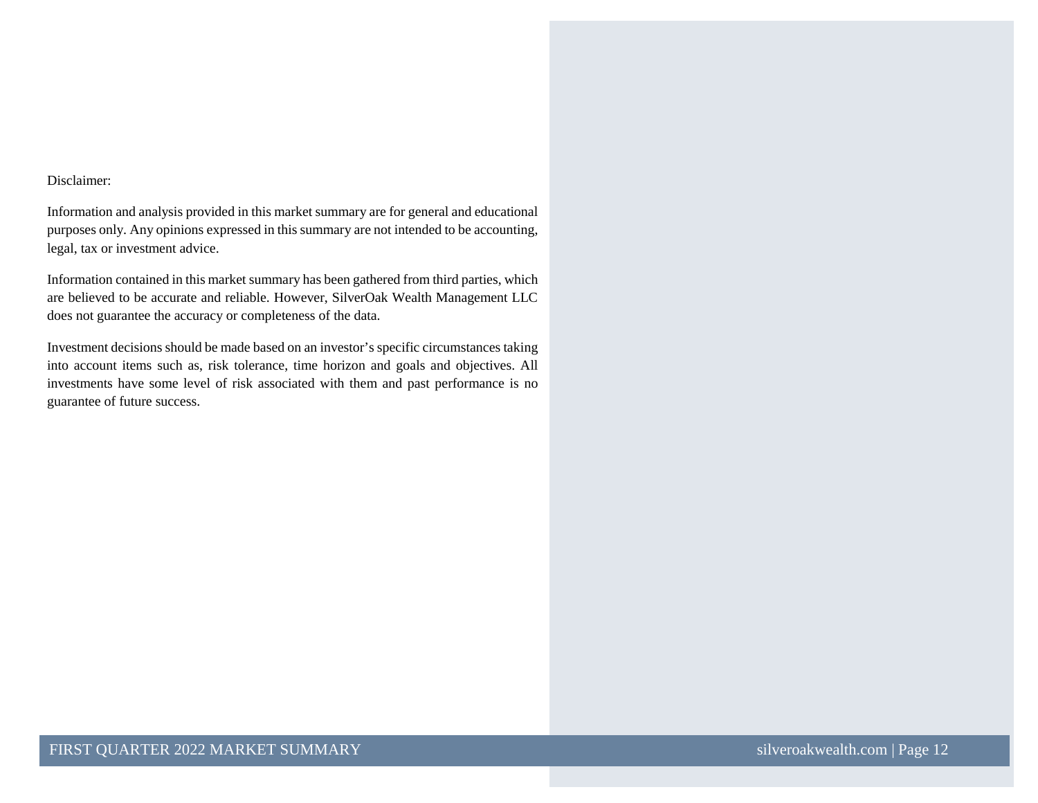Disclaimer:

Information and analysis provided in this market summary are for general and educational purposes only. Any opinions expressed in this summary are not intended to be accounting, legal, tax or investment advice.

Information contained in this market summary has been gathered from third parties, which are believed to be accurate and reliable. However, SilverOak Wealth Management LLC does not guarantee the accuracy or completeness of the data.

Investment decisions should be made based on an investor's specific circumstances taking into account items such as, risk tolerance, time horizon and goals and objectives. All investments have some level of risk associated with them and past performance is no guarantee of future success.